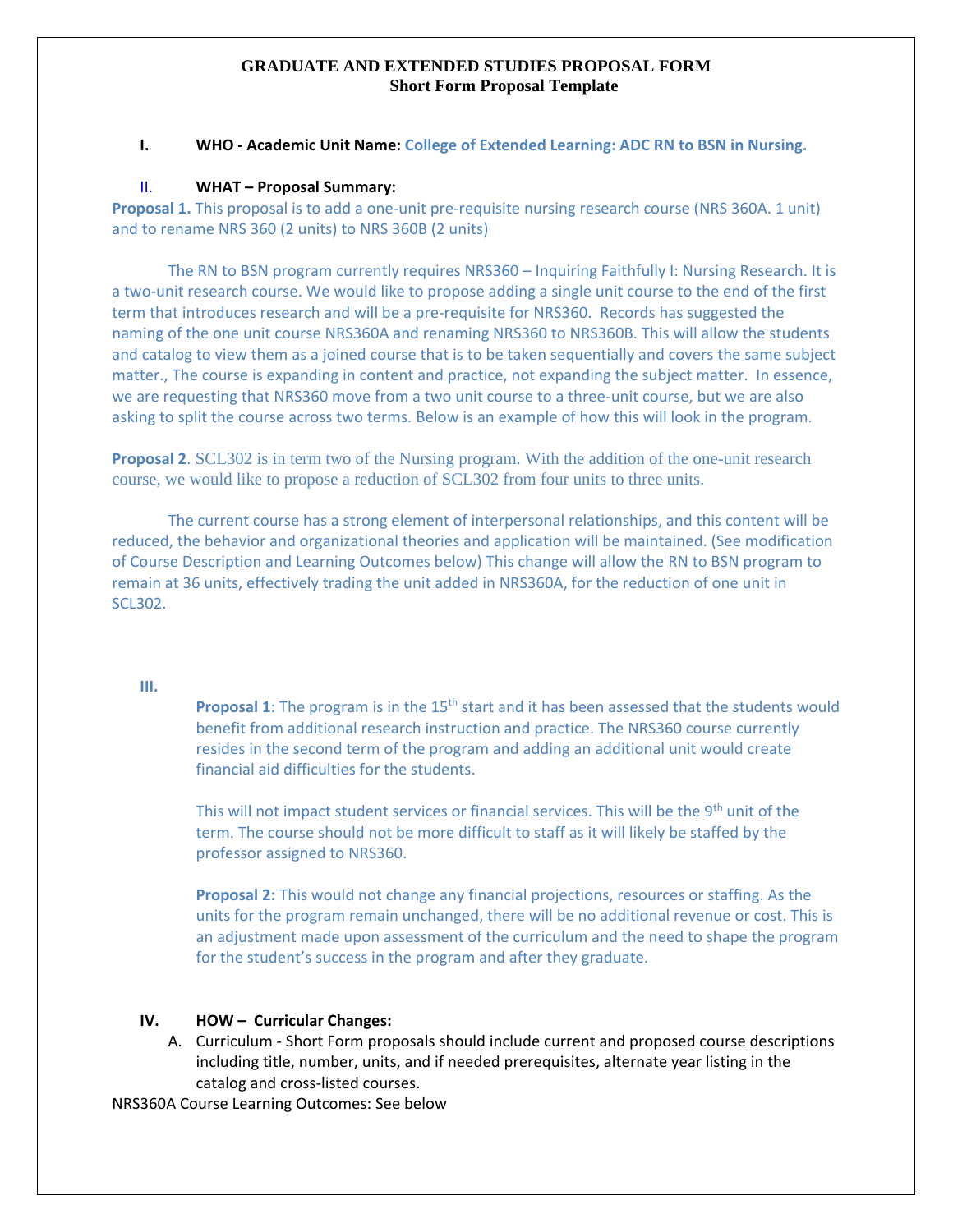# GRADUATE AND EXTENDED STUDIES PROPOSAL FORM
## Short Form Proposal Template

**I. WHO - Academic Unit Name: College of Extended Learning: ADC RN to BSN in Nursing.**

**II. WHAT – Proposal Summary:**

**Proposal 1.** This proposal is to add a one-unit pre-requisite nursing research course (NRS 360A. 1 unit) and to rename NRS 360 (2 units) to NRS 360B (2 units)

The RN to BSN program currently requires NRS360 – Inquiring Faithfully I: Nursing Research. It is a two-unit research course. We would like to propose adding a single unit course to the end of the first term that introduces research and will be a pre-requisite for NRS360. Records has suggested the naming of the one unit course NRS360A and renaming NRS360 to NRS360B. This will allow the students and catalog to view them as a joined course that is to be taken sequentially and covers the same subject matter., The course is expanding in content and practice, not expanding the subject matter. In essence, we are requesting that NRS360 move from a two unit course to a three-unit course, but we are also asking to split the course across two terms. Below is an example of how this will look in the program.

**Proposal 2**. SCL302 is in term two of the Nursing program. With the addition of the one-unit research course, we would like to propose a reduction of SCL302 from four units to three units.

The current course has a strong element of interpersonal relationships, and this content will be reduced, the behavior and organizational theories and application will be maintained. (See modification of Course Description and Learning Outcomes below) This change will allow the RN to BSN program to remain at 36 units, effectively trading the unit added in NRS360A, for the reduction of one unit in SCL302.

**III.**

**Proposal 1**: The program is in the 15th start and it has been assessed that the students would benefit from additional research instruction and practice. The NRS360 course currently resides in the second term of the program and adding an additional unit would create financial aid difficulties for the students.

This will not impact student services or financial services. This will be the 9th unit of the term. The course should not be more difficult to staff as it will likely be staffed by the professor assigned to NRS360.

**Proposal 2:** This would not change any financial projections, resources or staffing. As the units for the program remain unchanged, there will be no additional revenue or cost. This is an adjustment made upon assessment of the curriculum and the need to shape the program for the student's success in the program and after they graduate.

**IV. HOW – Curricular Changes:**

A. Curriculum - Short Form proposals should include current and proposed course descriptions including title, number, units, and if needed prerequisites, alternate year listing in the catalog and cross-listed courses.

NRS360A Course Learning Outcomes: See below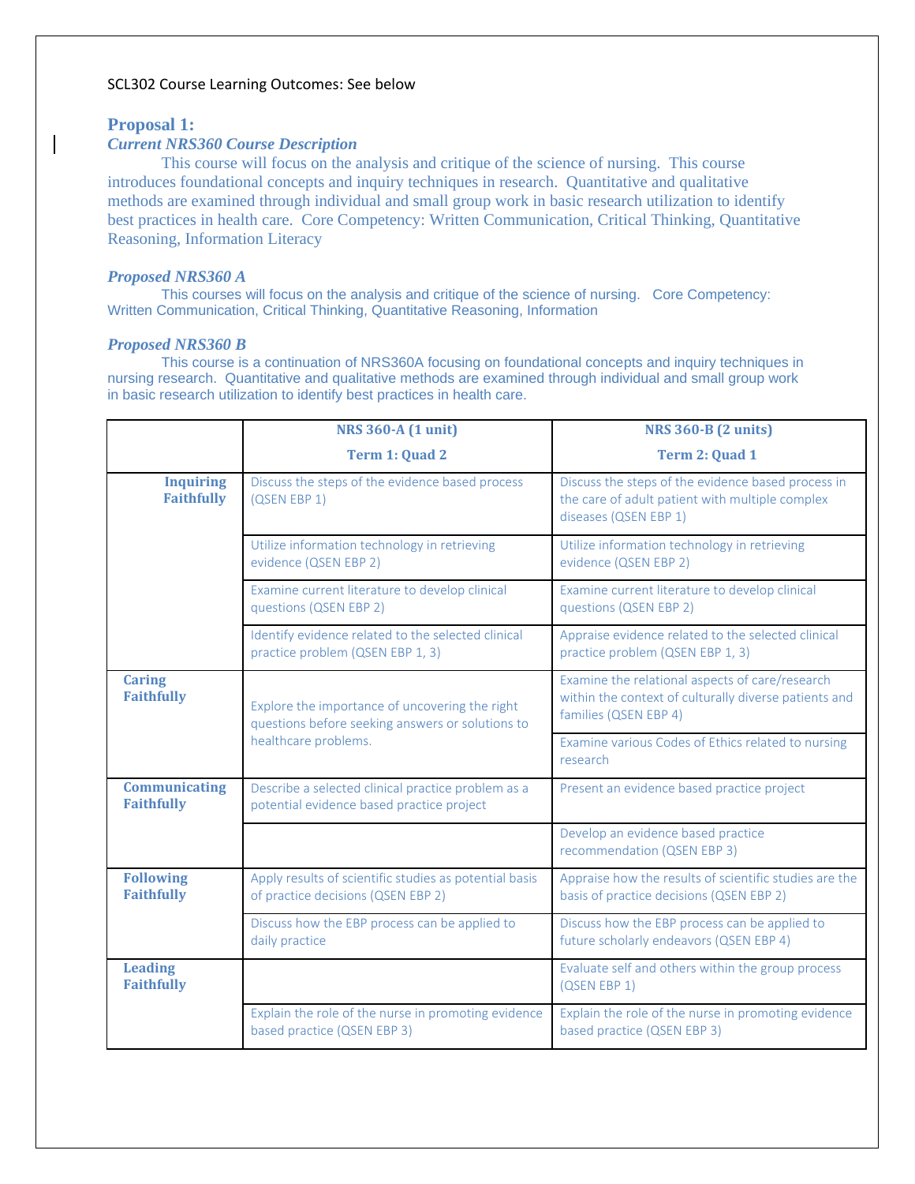SCL302 Course Learning Outcomes: See below

## Proposal 1:

### *Current NRS360 Course Description*

This course will focus on the analysis and critique of the science of nursing. This course introduces foundational concepts and inquiry techniques in research. Quantitative and qualitative methods are examined through individual and small group work in basic research utilization to identify best practices in health care. Core Competency: Written Communication, Critical Thinking, Quantitative Reasoning, Information Literacy

### *Proposed NRS360 A*

This courses will focus on the analysis and critique of the science of nursing. Core Competency: Written Communication, Critical Thinking, Quantitative Reasoning, Information

### *Proposed NRS360 B*

This course is a continuation of NRS360A focusing on foundational concepts and inquiry techniques in nursing research. Quantitative and qualitative methods are examined through individual and small group work in basic research utilization to identify best practices in health care.

| | **NRS 360-A (1 unit)** **Term 1: Quad 2** | **NRS 360-B (2 units)** **Term 2: Quad 1** |
|---|---|---|
| **Inquiring Faithfully** | Discuss the steps of the evidence based process (QSEN EBP 1) | Discuss the steps of the evidence based process in the care of adult patient with multiple complex diseases (QSEN EBP 1) |
| | Utilize information technology in retrieving evidence (QSEN EBP 2) | Utilize information technology in retrieving evidence (QSEN EBP 2) |
| | Examine current literature to develop clinical questions (QSEN EBP 2) | Examine current literature to develop clinical questions (QSEN EBP 2) |
| | Identify evidence related to the selected clinical practice problem (QSEN EBP 1, 3) | Appraise evidence related to the selected clinical practice problem (QSEN EBP 1, 3) |
| **Caring Faithfully** | Explore the importance of uncovering the right questions before seeking answers or solutions to healthcare problems. | Examine the relational aspects of care/research within the context of culturally diverse patients and families (QSEN EBP 4) |
| | | Examine various Codes of Ethics related to nursing research |
| **Communicating Faithfully** | Describe a selected clinical practice problem as a potential evidence based practice project | Present an evidence based practice project |
| | | Develop an evidence based practice recommendation (QSEN EBP 3) |
| **Following Faithfully** | Apply results of scientific studies as potential basis of practice decisions (QSEN EBP 2) | Appraise how the results of scientific studies are the basis of practice decisions (QSEN EBP 2) |
| | Discuss how the EBP process can be applied to daily practice | Discuss how the EBP process can be applied to future scholarly endeavors (QSEN EBP 4) |
| **Leading Faithfully** | | Evaluate self and others within the group process (QSEN EBP 1) |
| | Explain the role of the nurse in promoting evidence based practice (QSEN EBP 3) | Explain the role of the nurse in promoting evidence based practice (QSEN EBP 3) |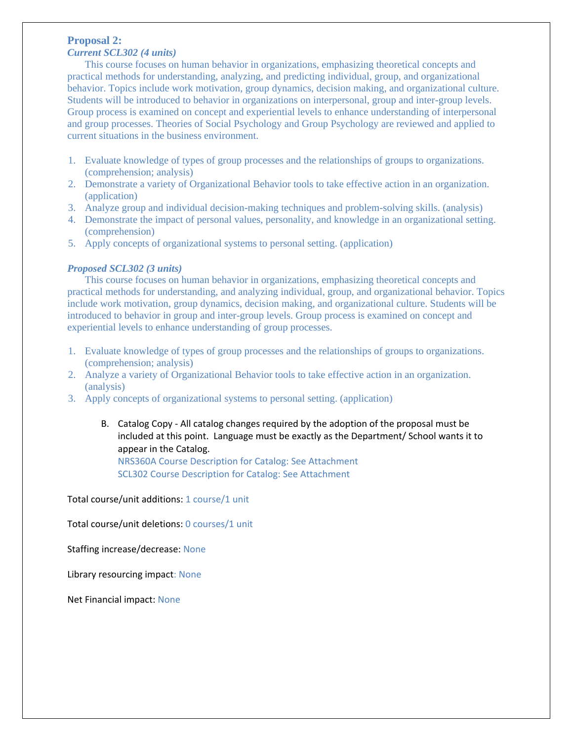**Proposal 2:**

***Current SCL302 (4 units)***

This course focuses on human behavior in organizations, emphasizing theoretical concepts and practical methods for understanding, analyzing, and predicting individual, group, and organizational behavior. Topics include work motivation, group dynamics, decision making, and organizational culture. Students will be introduced to behavior in organizations on interpersonal, group and inter-group levels. Group process is examined on concept and experiential levels to enhance understanding of interpersonal and group processes. Theories of Social Psychology and Group Psychology are reviewed and applied to current situations in the business environment.

1. Evaluate knowledge of types of group processes and the relationships of groups to organizations. (comprehension; analysis)
2. Demonstrate a variety of Organizational Behavior tools to take effective action in an organization. (application)
3. Analyze group and individual decision-making techniques and problem-solving skills. (analysis)
4. Demonstrate the impact of personal values, personality, and knowledge in an organizational setting. (comprehension)
5. Apply concepts of organizational systems to personal setting. (application)

***Proposed SCL302 (3 units)***

This course focuses on human behavior in organizations, emphasizing theoretical concepts and practical methods for understanding, and analyzing individual, group, and organizational behavior. Topics include work motivation, group dynamics, decision making, and organizational culture. Students will be introduced to behavior in group and inter-group levels. Group process is examined on concept and experiential levels to enhance understanding of group processes.

1. Evaluate knowledge of types of group processes and the relationships of groups to organizations. (comprehension; analysis)
2. Analyze a variety of Organizational Behavior tools to take effective action in an organization. (analysis)
3. Apply concepts of organizational systems to personal setting. (application)

B. Catalog Copy - All catalog changes required by the adoption of the proposal must be included at this point. Language must be exactly as the Department/ School wants it to appear in the Catalog.
NRS360A Course Description for Catalog: See Attachment
SCL302 Course Description for Catalog: See Attachment

Total course/unit additions: 1 course/1 unit

Total course/unit deletions: 0 courses/1 unit

Staffing increase/decrease: None

Library resourcing impact: None

Net Financial impact: None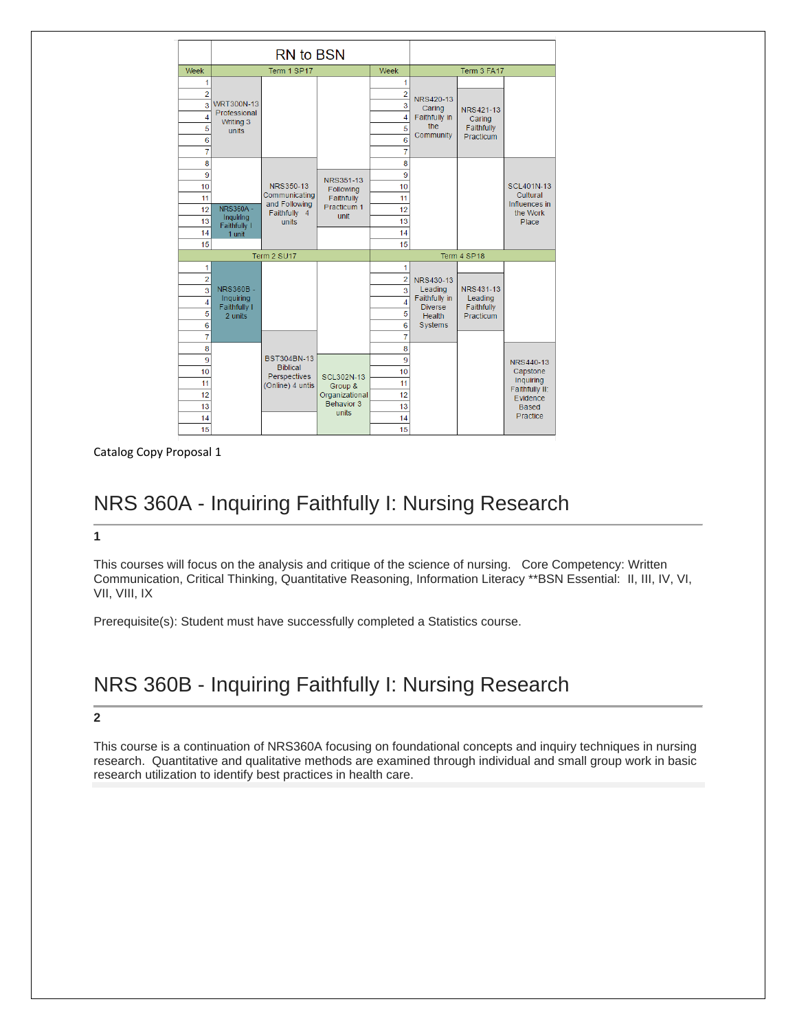| | RN to BSN | | | | | | |
|---|---|---|---|---|---|---|---|
| Week | Term 1 SP17 | | | Week | Term 3 FA17 | | |
| 1 | | | | 1 | NRS420-13 Caring Faithfully in the Community | | |
| 2 | WRT300N-13 Professional Writing 3 units | | | 2 | | NRS421-13 Caring Faithfully Practicum | |
| 3 | | | | 3 | | | |
| 4 | | | | 4 | | | |
| 5 | | | | 5 | | | |
| 6 | | | | 6 | | | |
| 7 | | | | 7 | | | |
| 8 | | NRS350-13 Communicating and Following Faithfully 4 units | | 8 | | | SCL401N-13 Cultural Influences in the Work Place |
| 9 | | | NRS351-13 Following Faithfully Practicum 1 unit | 9 | | | |
| 10 | | | | 10 | | | |
| 11 | | | | 11 | | | |
| 12 | NRS360A - Inquiring Faithfully I 1 unit | | | 12 | | | |
| 13 | | | | 13 | | | |
| 14 | | | | 14 | | | |
| 15 | | | | 15 | | | |
| | Term 2 SU17 | | | | Term 4 SP18 | | |
| 1 | NRS360B - Inquiring Faithfully I 2 units | | | 1 | NRS430-13 Leading Faithfully in Diverse Health Systems | | |
| 2 | | | | 2 | | NRS431-13 Leading Faithfully Practicum | |
| 3 | | | | 3 | | | |
| 4 | | | | 4 | | | |
| 5 | | | | 5 | | | |
| 6 | | | | 6 | | | |
| 7 | | | | 7 | | | |
| 8 | | BST304BN-13 Biblical Perspectives (Online) 4 untis | | 8 | | | NRS440-13 Capstone Inquiring Faithfully II: Evidence Based Practice |
| 9 | | | SCL302N-13 Group & Organizational Behavior 3 units | 9 | | | |
| 10 | | | | 10 | | | |
| 11 | | | | 11 | | | |
| 12 | | | | 12 | | | |
| 13 | | | | 13 | | | |
| 14 | | | | 14 | | | |
| 15 | | | | 15 | | | |

Catalog Copy Proposal 1

# NRS 360A - Inquiring Faithfully I: Nursing Research

**1**

This courses will focus on the analysis and critique of the science of nursing. Core Competency: Written Communication, Critical Thinking, Quantitative Reasoning, Information Literacy **BSN Essential: II, III, IV, VI, VII, VIII, IX

Prerequisite(s): Student must have successfully completed a Statistics course.

# NRS 360B - Inquiring Faithfully I: Nursing Research

**2**

This course is a continuation of NRS360A focusing on foundational concepts and inquiry techniques in nursing research. Quantitative and qualitative methods are examined through individual and small group work in basic research utilization to identify best practices in health care.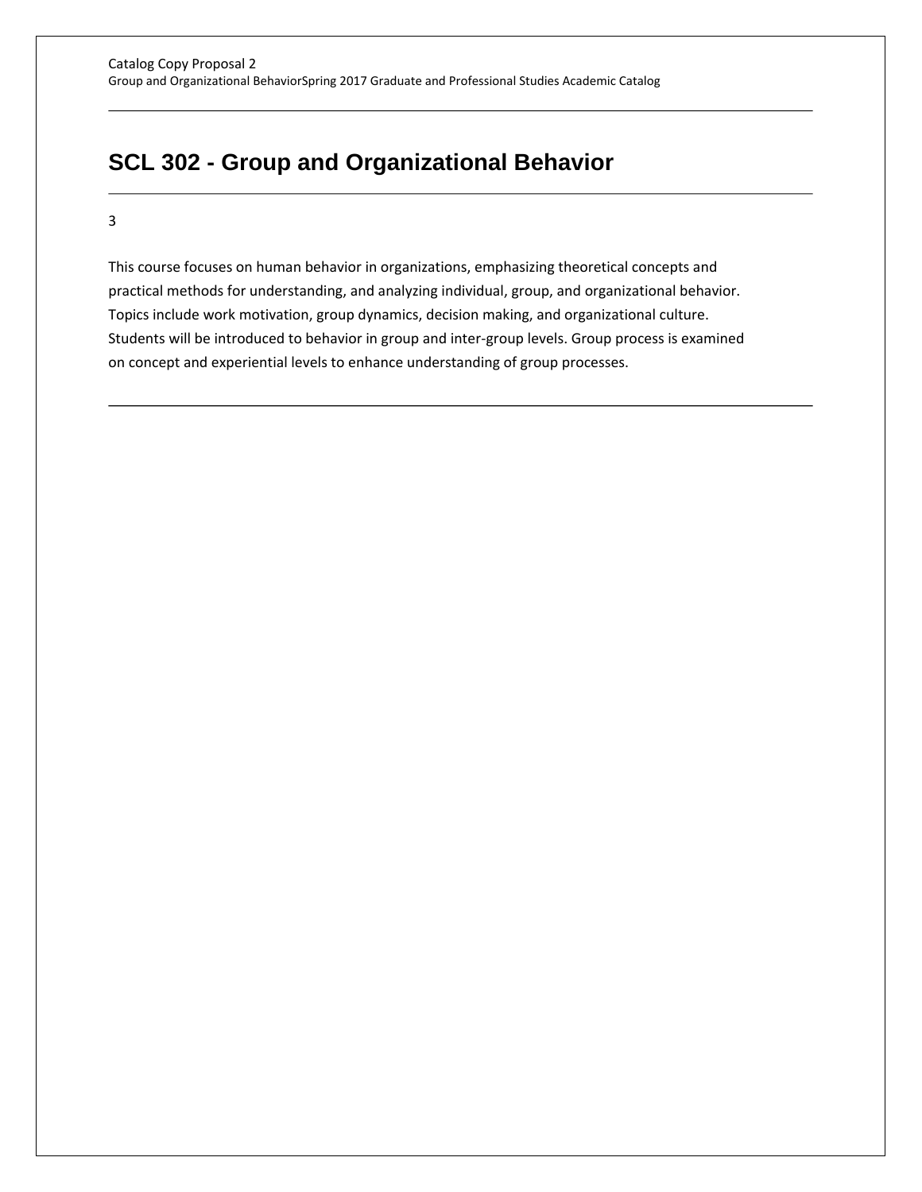## SCL 302 - Group and Organizational Behavior

3

This course focuses on human behavior in organizations, emphasizing theoretical concepts and practical methods for understanding, and analyzing individual, group, and organizational behavior. Topics include work motivation, group dynamics, decision making, and organizational culture. Students will be introduced to behavior in group and inter-group levels. Group process is examined on concept and experiential levels to enhance understanding of group processes.